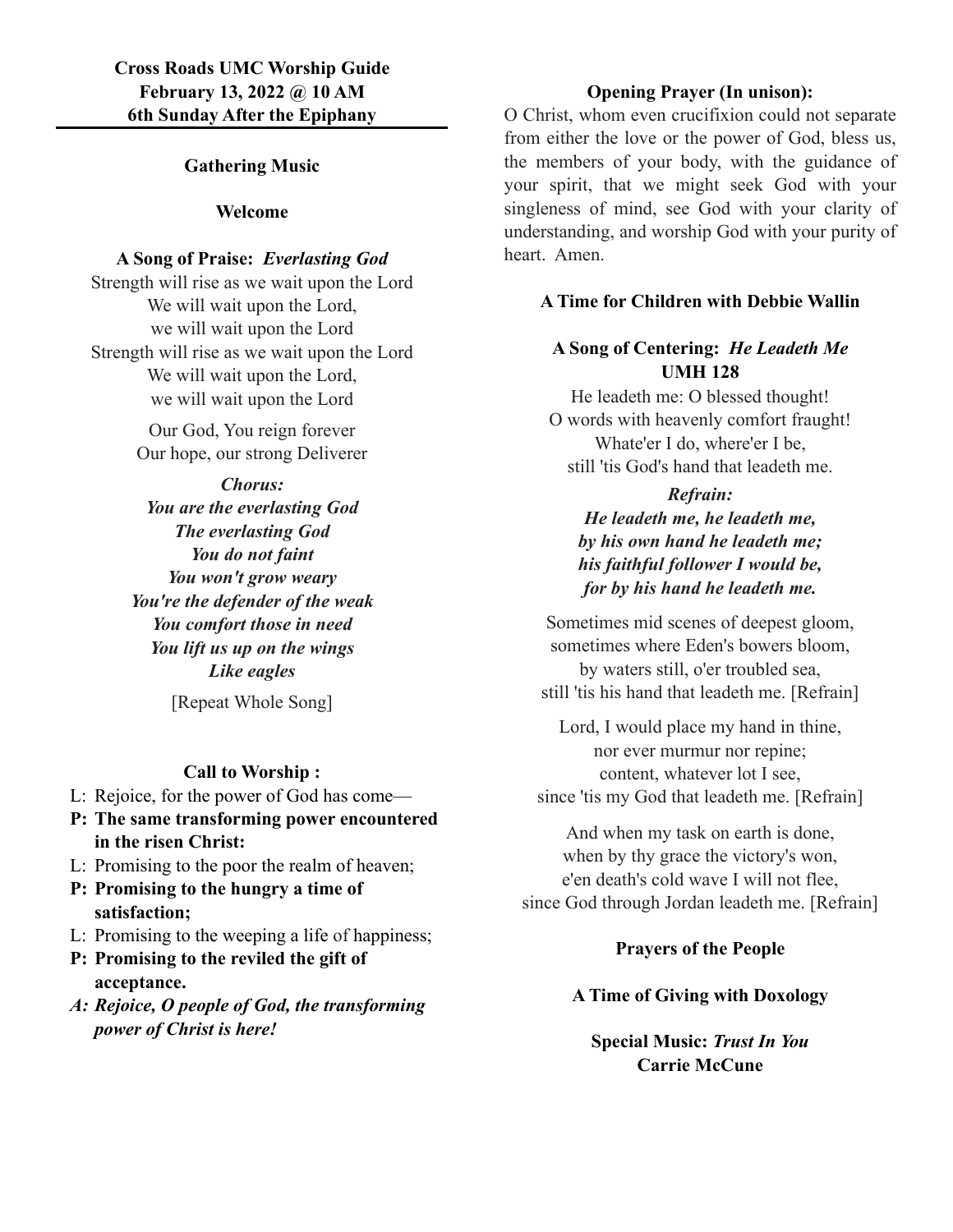**Cross Roads UMC Worship Guide**
**February 13, 2022 @ 10 AM**
**6th Sunday After the Epiphany**

---

**Gathering Music**

**Welcome**

**A Song of Praise:** ***Everlasting God***

Strength will rise as we wait upon the Lord
We will wait upon the Lord,
we will wait upon the Lord
Strength will rise as we wait upon the Lord
We will wait upon the Lord,
we will wait upon the Lord

Our God, You reign forever
Our hope, our strong Deliverer

***Chorus:***
***You are the everlasting God***
***The everlasting God***
***You do not faint***
***You won't grow weary***
***You're the defender of the weak***
***You comfort those in need***
***You lift us up on the wings***
***Like eagles***

[Repeat Whole Song]

**Call to Worship :**

L: Rejoice, for the power of God has come—
**P: The same transforming power encountered in the risen Christ:**
L: Promising to the poor the realm of heaven;
**P: Promising to the hungry a time of satisfaction;**
L: Promising to the weeping a life of happiness;
**P: Promising to the reviled the gift of acceptance.**
***A: Rejoice, O people of God, the transforming power of Christ is here!***

**Opening Prayer (In unison):**

O Christ, whom even crucifixion could not separate from either the love or the power of God, bless us, the members of your body, with the guidance of your spirit, that we might seek God with your singleness of mind, see God with your clarity of understanding, and worship God with your purity of heart. Amen.

**A Time for Children with Debbie Wallin**

**A Song of Centering:** ***He Leadeth Me***
**UMH 128**

He leadeth me: O blessed thought!
O words with heavenly comfort fraught!
Whate'er I do, where'er I be,
still 'tis God's hand that leadeth me.

***Refrain:***
***He leadeth me, he leadeth me,***
***by his own hand he leadeth me;***
***his faithful follower I would be,***
***for by his hand he leadeth me.***

Sometimes mid scenes of deepest gloom,
sometimes where Eden's bowers bloom,
by waters still, o'er troubled sea,
still 'tis his hand that leadeth me. [Refrain]

Lord, I would place my hand in thine,
nor ever murmur nor repine;
content, whatever lot I see,
since 'tis my God that leadeth me. [Refrain]

And when my task on earth is done,
when by thy grace the victory's won,
e'en death's cold wave I will not flee,
since God through Jordan leadeth me. [Refrain]

**Prayers of the People**

**A Time of Giving with Doxology**

**Special Music:** ***Trust In You***
**Carrie McCune**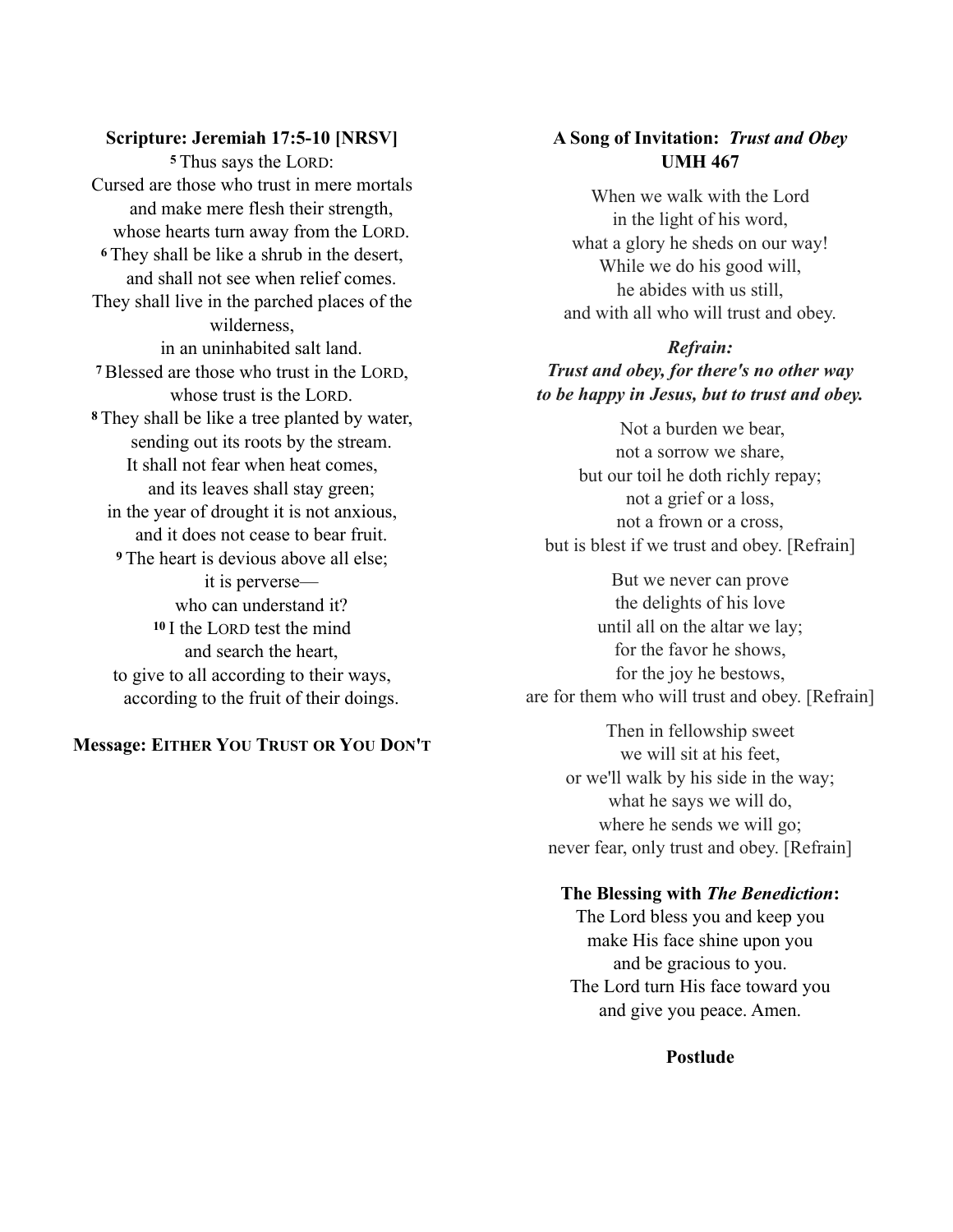**Scripture: Jeremiah 17:5-10 [NRSV]**

[5] Thus says the LORD:
Cursed are those who trust in mere mortals
and make mere flesh their strength,
whose hearts turn away from the LORD.
[6] They shall be like a shrub in the desert,
and shall not see when relief comes.
They shall live in the parched places of the wilderness,
in an uninhabited salt land.
[7] Blessed are those who trust in the LORD,
whose trust is the LORD.
[8] They shall be like a tree planted by water,
sending out its roots by the stream.
It shall not fear when heat comes,
and its leaves shall stay green;
in the year of drought it is not anxious,
and it does not cease to bear fruit.
[9] The heart is devious above all else;
it is perverse—
who can understand it?
[10] I the LORD test the mind
and search the heart,
to give to all according to their ways,
according to the fruit of their doings.

**Message: EITHER YOU TRUST OR YOU DON'T**

**A Song of Invitation: *Trust and Obey***
**UMH 467**

When we walk with the Lord
in the light of his word,
what a glory he sheds on our way!
While we do his good will,
he abides with us still,
and with all who will trust and obey.

***Refrain:***
***Trust and obey, for there's no other way***
***to be happy in Jesus, but to trust and obey.***

Not a burden we bear,
not a sorrow we share,
but our toil he doth richly repay;
not a grief or a loss,
not a frown or a cross,
but is blest if we trust and obey. [Refrain]

But we never can prove
the delights of his love
until all on the altar we lay;
for the favor he shows,
for the joy he bestows,
are for them who will trust and obey. [Refrain]

Then in fellowship sweet
we will sit at his feet,
or we'll walk by his side in the way;
what he says we will do,
where he sends we will go;
never fear, only trust and obey. [Refrain]

**The Blessing with *The Benediction*:**

The Lord bless you and keep you
make His face shine upon you
and be gracious to you.
The Lord turn His face toward you
and give you peace. Amen.

**Postlude**